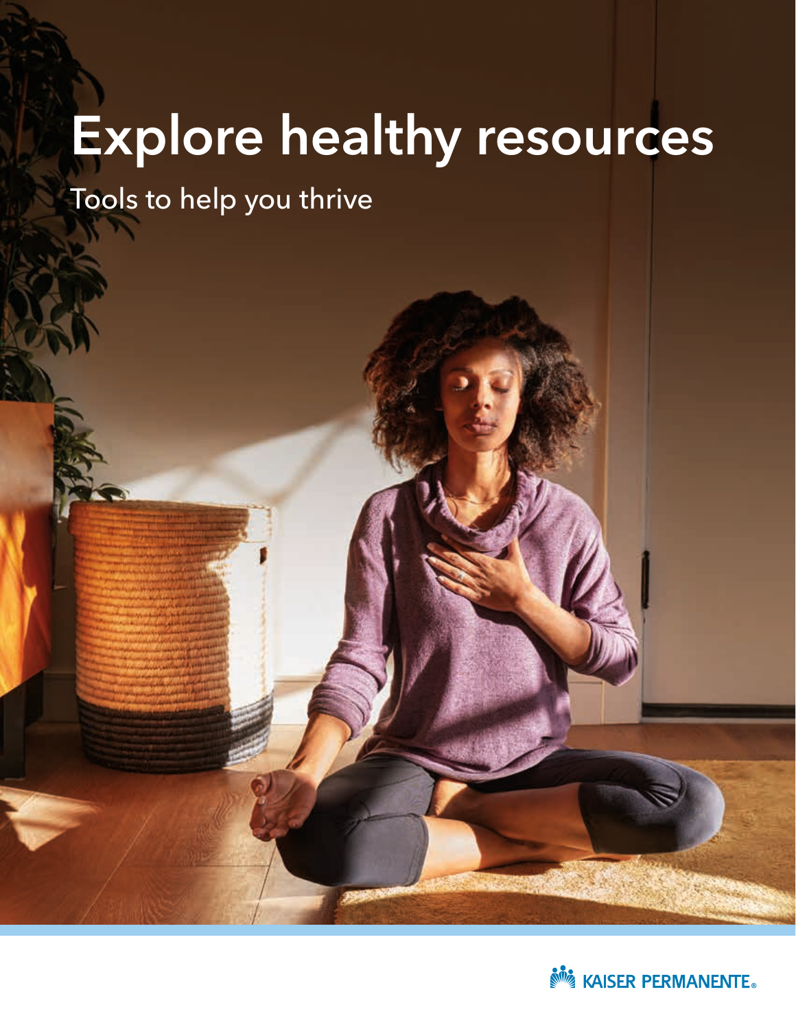# Explore healthy resources

Tools to help you thrive

KAISER PERMANENTE®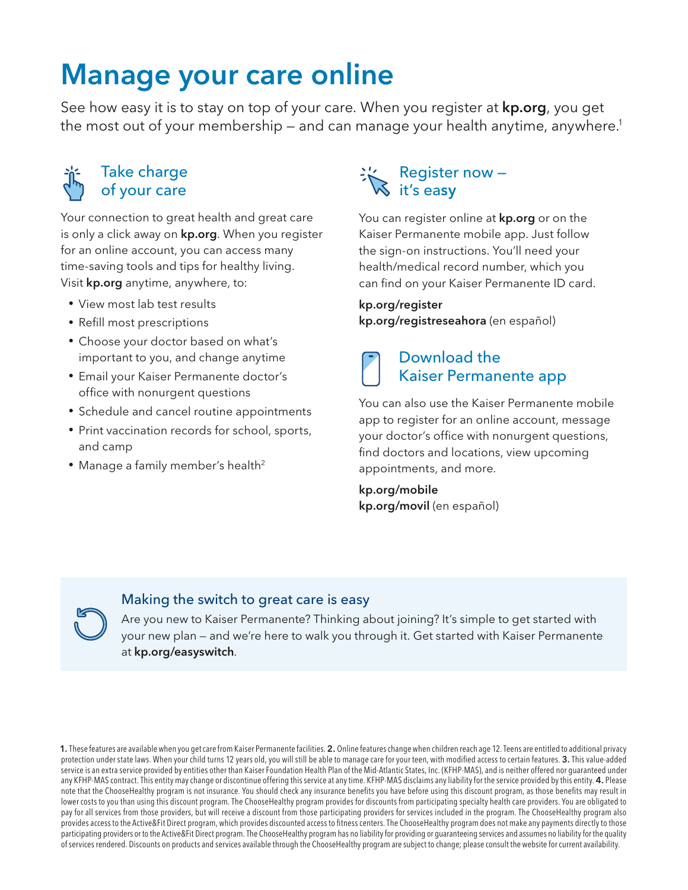# Manage your care online

See how easy it is to stay on top of your care. When you register at **kp.org**, you get the most out of your membership — and can manage your health anytime, anywhere.[1]

## Take charge of your care

Your connection to great health and great care is only a click away on **kp.org**. When you register for an online account, you can access many time-saving tools and tips for healthy living. Visit **kp.org** anytime, anywhere, to:

- View most lab test results
- Refill most prescriptions
- Choose your doctor based on what's important to you, and change anytime
- Email your Kaiser Permanente doctor's office with nonurgent questions
- Schedule and cancel routine appointments
- Print vaccination records for school, sports, and camp
- Manage a family member's health[2]

## Register now — it's easy

You can register online at **kp.org** or on the Kaiser Permanente mobile app. Just follow the sign-on instructions. You'll need your health/medical record number, which you can find on your Kaiser Permanente ID card.

**kp.org/register**
**kp.org/registreseahora** (en español)

## Download the Kaiser Permanente app

You can also use the Kaiser Permanente mobile app to register for an online account, message your doctor's office with nonurgent questions, find doctors and locations, view upcoming appointments, and more.

**kp.org/mobile**
**kp.org/movil** (en español)

### Making the switch to great care is easy

Are you new to Kaiser Permanente? Thinking about joining? It's simple to get started with your new plan — and we're here to walk you through it. Get started with Kaiser Permanente at **kp.org/easyswitch**.

**1.** These features are available when you get care from Kaiser Permanente facilities. **2.** Online features change when children reach age 12. Teens are entitled to additional privacy protection under state laws. When your child turns 12 years old, you will still be able to manage care for your teen, with modified access to certain features. **3.** This value-added service is an extra service provided by entities other than Kaiser Foundation Health Plan of the Mid-Atlantic States, Inc. (KFHP-MAS), and is neither offered nor guaranteed under any KFHP-MAS contract. This entity may change or discontinue offering this service at any time. KFHP-MAS disclaims any liability for the service provided by this entity. **4.** Please note that the ChooseHealthy program is not insurance. You should check any insurance benefits you have before using this discount program, as those benefits may result in lower costs to you than using this discount program. The ChooseHealthy program provides for discounts from participating specialty health care providers. You are obligated to pay for all services from those providers, but will receive a discount from those participating providers for services included in the program. The ChooseHealthy program also provides access to the Active&Fit Direct program, which provides discounted access to fitness centers. The ChooseHealthy program does not make any payments directly to those participating providers or to the Active&Fit Direct program. The ChooseHealthy program has no liability for providing or guaranteeing services and assumes no liability for the quality of services rendered. Discounts on products and services available through the ChooseHealthy program are subject to change; please consult the website for current availability.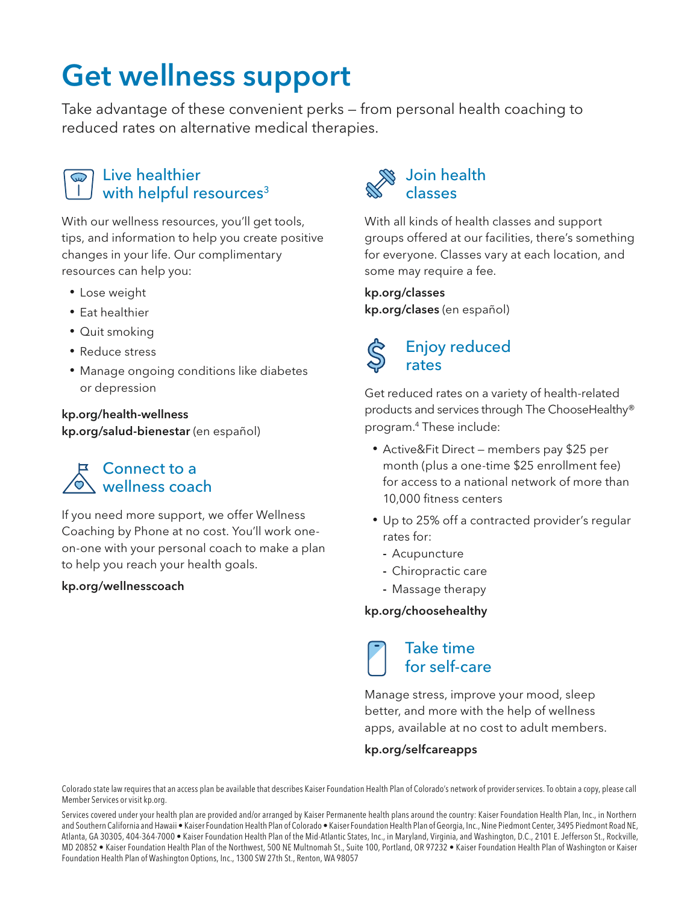# Get wellness support

Take advantage of these convenient perks – from personal health coaching to reduced rates on alternative medical therapies.

## Live healthier with helpful resources[3]

With our wellness resources, you'll get tools, tips, and information to help you create positive changes in your life. Our complimentary resources can help you:

- Lose weight
- Eat healthier
- Quit smoking
- Reduce stress
- Manage ongoing conditions like diabetes or depression

**kp.org/health-wellness**
**kp.org/salud-bienestar** (en español)

## Connect to a wellness coach

If you need more support, we offer Wellness Coaching by Phone at no cost. You'll work one-on-one with your personal coach to make a plan to help you reach your health goals.

**kp.org/wellnesscoach**

## Join health classes

With all kinds of health classes and support groups offered at our facilities, there's something for everyone. Classes vary at each location, and some may require a fee.

**kp.org/classes**
**kp.org/clases** (en español)

## Enjoy reduced rates

Get reduced rates on a variety of health-related products and services through The ChooseHealthy® program.[4] These include:

- Active&Fit Direct – members pay $25 per month (plus a one-time $25 enrollment fee) for access to a national network of more than 10,000 fitness centers
- Up to 25% off a contracted provider's regular rates for:
  - Acupuncture
  - Chiropractic care
  - Massage therapy

**kp.org/choosehealthy**

## Take time for self-care

Manage stress, improve your mood, sleep better, and more with the help of wellness apps, available at no cost to adult members.

**kp.org/selfcareapps**

Colorado state law requires that an access plan be available that describes Kaiser Foundation Health Plan of Colorado's network of provider services. To obtain a copy, please call Member Services or visit kp.org.

Services covered under your health plan are provided and/or arranged by Kaiser Permanente health plans around the country: Kaiser Foundation Health Plan, Inc., in Northern and Southern California and Hawaii • Kaiser Foundation Health Plan of Colorado • Kaiser Foundation Health Plan of Georgia, Inc., Nine Piedmont Center, 3495 Piedmont Road NE, Atlanta, GA 30305, 404-364-7000 • Kaiser Foundation Health Plan of the Mid-Atlantic States, Inc., in Maryland, Virginia, and Washington, D.C., 2101 E. Jefferson St., Rockville, MD 20852 • Kaiser Foundation Health Plan of the Northwest, 500 NE Multnomah St., Suite 100, Portland, OR 97232 • Kaiser Foundation Health Plan of Washington or Kaiser Foundation Health Plan of Washington Options, Inc., 1300 SW 27th St., Renton, WA 98057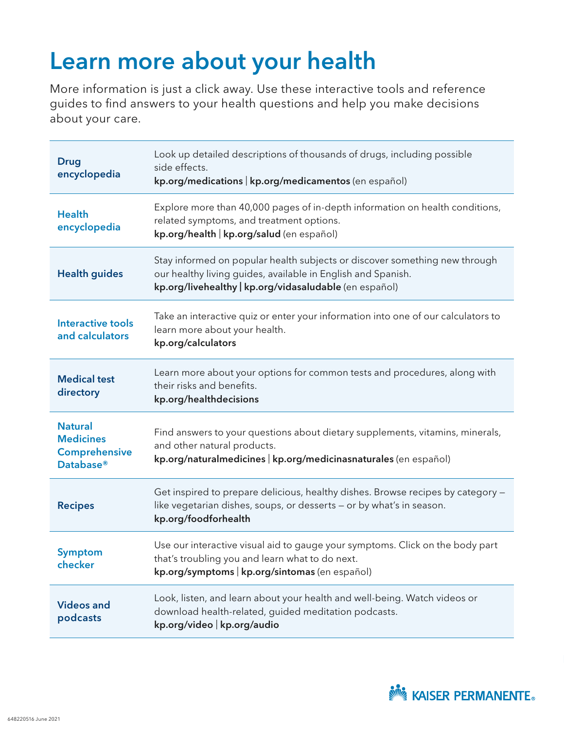# Learn more about your health

More information is just a click away. Use these interactive tools and reference guides to find answers to your health questions and help you make decisions about your care.

| | |
|---|---|
| **Drug encyclopedia** | Look up detailed descriptions of thousands of drugs, including possible side effects.<br>**kp.org/medications** \| **kp.org/medicamentos** (en español) |
| **Health encyclopedia** | Explore more than 40,000 pages of in-depth information on health conditions, related symptoms, and treatment options.<br>**kp.org/health** \| **kp.org/salud** (en español) |
| **Health guides** | Stay informed on popular health subjects or discover something new through our healthy living guides, available in English and Spanish.<br>**kp.org/livehealthy \| kp.org/vidasaludable** (en español) |
| **Interactive tools and calculators** | Take an interactive quiz or enter your information into one of our calculators to learn more about your health.<br>**kp.org/calculators** |
| **Medical test directory** | Learn more about your options for common tests and procedures, along with their risks and benefits.<br>**kp.org/healthdecisions** |
| **Natural Medicines Comprehensive Database®** | Find answers to your questions about dietary supplements, vitamins, minerals, and other natural products.<br>**kp.org/naturalmedicines** \| **kp.org/medicinasnaturales** (en español) |
| **Recipes** | Get inspired to prepare delicious, healthy dishes. Browse recipes by category – like vegetarian dishes, soups, or desserts – or by what's in season.<br>**kp.org/foodforhealth** |
| **Symptom checker** | Use our interactive visual aid to gauge your symptoms. Click on the body part that's troubling you and learn what to do next.<br>**kp.org/symptoms** \| **kp.org/sintomas** (en español) |
| **Videos and podcasts** | Look, listen, and learn about your health and well-being. Watch videos or download health-related, guided meditation podcasts.<br>**kp.org/video** \| **kp.org/audio** |

KAISER PERMANENTE®

648220516 June 2021